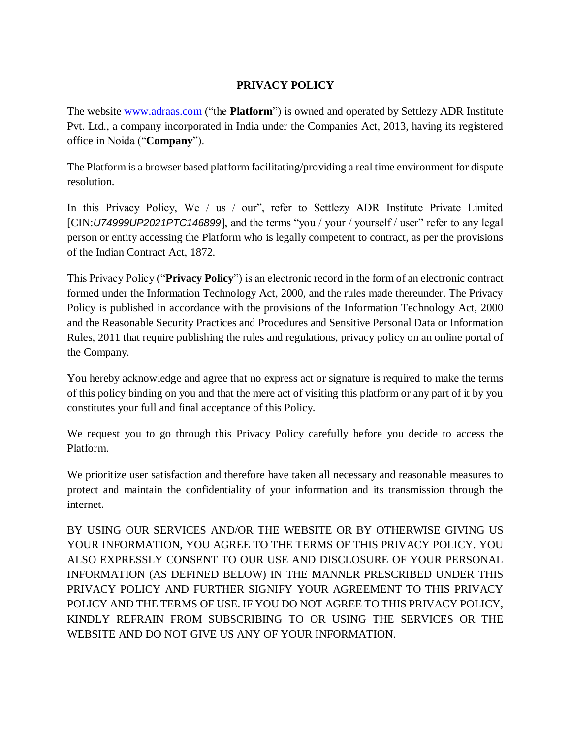# PRIVACY POLICY

The website [www.adraas.com](http://www.adraas.com) ("the **Platform**") is owned and operated by Settlezy ADR Institute Pvt. Ltd., a company incorporated in India under the Companies Act, 2013, having its registered office in Noida ("**Company**").

The Platform is a browser based platform facilitating/providing a real time environment for dispute resolution.

In this Privacy Policy, We / us / our", refer to Settlezy ADR Institute Private Limited [CIN:*U74999UP2021PTC146899*], and the terms "you / your / yourself / user" refer to any legal person or entity accessing the Platform who is legally competent to contract, as per the provisions of the Indian Contract Act, 1872.

This Privacy Policy ("**Privacy Policy**") is an electronic record in the form of an electronic contract formed under the Information Technology Act, 2000, and the rules made thereunder. The Privacy Policy is published in accordance with the provisions of the Information Technology Act, 2000 and the Reasonable Security Practices and Procedures and Sensitive Personal Data or Information Rules, 2011 that require publishing the rules and regulations, privacy policy on an online portal of the Company.

You hereby acknowledge and agree that no express act or signature is required to make the terms of this policy binding on you and that the mere act of visiting this platform or any part of it by you constitutes your full and final acceptance of this Policy.

We request you to go through this Privacy Policy carefully before you decide to access the Platform.

We prioritize user satisfaction and therefore have taken all necessary and reasonable measures to protect and maintain the confidentiality of your information and its transmission through the internet.

BY USING OUR SERVICES AND/OR THE WEBSITE OR BY OTHERWISE GIVING US YOUR INFORMATION, YOU AGREE TO THE TERMS OF THIS PRIVACY POLICY. YOU ALSO EXPRESSLY CONSENT TO OUR USE AND DISCLOSURE OF YOUR PERSONAL INFORMATION (AS DEFINED BELOW) IN THE MANNER PRESCRIBED UNDER THIS PRIVACY POLICY AND FURTHER SIGNIFY YOUR AGREEMENT TO THIS PRIVACY POLICY AND THE TERMS OF USE. IF YOU DO NOT AGREE TO THIS PRIVACY POLICY, KINDLY REFRAIN FROM SUBSCRIBING TO OR USING THE SERVICES OR THE WEBSITE AND DO NOT GIVE US ANY OF YOUR INFORMATION.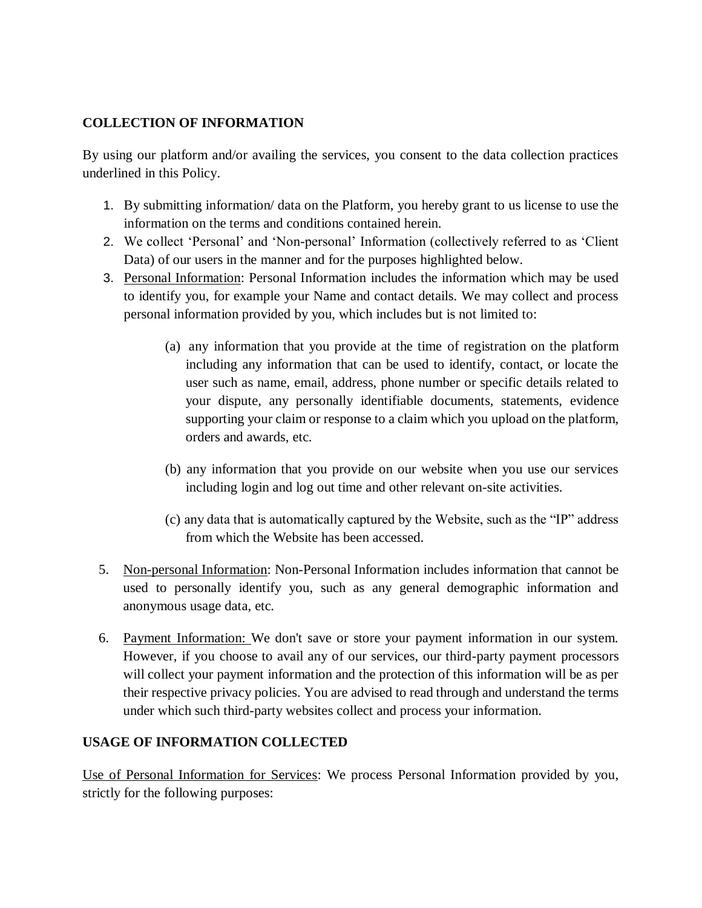**COLLECTION OF INFORMATION**

By using our platform and/or availing the services, you consent to the data collection practices underlined in this Policy.

1. By submitting information/ data on the Platform, you hereby grant to us license to use the information on the terms and conditions contained herein.
2. We collect 'Personal' and 'Non-personal' Information (collectively referred to as 'Client Data) of our users in the manner and for the purposes highlighted below.
3. <u>Personal Information</u>: Personal Information includes the information which may be used to identify you, for example your Name and contact details. We may collect and process personal information provided by you, which includes but is not limited to:

    (a) any information that you provide at the time of registration on the platform including any information that can be used to identify, contact, or locate the user such as name, email, address, phone number or specific details related to your dispute, any personally identifiable documents, statements, evidence supporting your claim or response to a claim which you upload on the platform, orders and awards, etc.

    (b) any information that you provide on our website when you use our services including login and log out time and other relevant on-site activities.

    (c) any data that is automatically captured by the Website, such as the "IP" address from which the Website has been accessed.

5. <u>Non-personal Information</u>: Non-Personal Information includes information that cannot be used to personally identify you, such as any general demographic information and anonymous usage data, etc.

6. <u>Payment Information:</u> We don't save or store your payment information in our system. However, if you choose to avail any of our services, our third-party payment processors will collect your payment information and the protection of this information will be as per their respective privacy policies. You are advised to read through and understand the terms under which such third-party websites collect and process your information.

**USAGE OF INFORMATION COLLECTED**

<u>Use of Personal Information for Services</u>: We process Personal Information provided by you, strictly for the following purposes: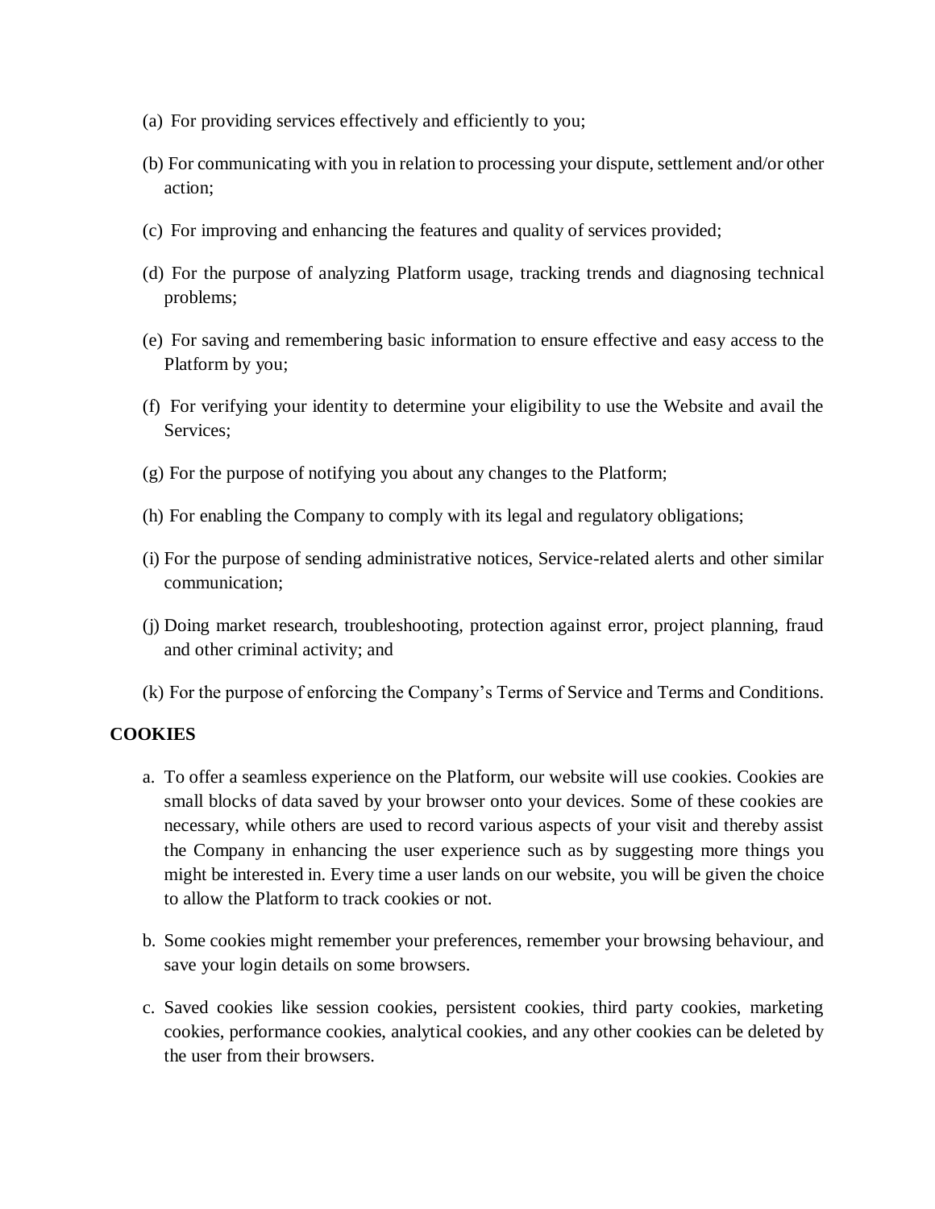(a) For providing services effectively and efficiently to you;

(b) For communicating with you in relation to processing your dispute, settlement and/or other action;

(c) For improving and enhancing the features and quality of services provided;

(d) For the purpose of analyzing Platform usage, tracking trends and diagnosing technical problems;

(e) For saving and remembering basic information to ensure effective and easy access to the Platform by you;

(f) For verifying your identity to determine your eligibility to use the Website and avail the Services;

(g) For the purpose of notifying you about any changes to the Platform;

(h) For enabling the Company to comply with its legal and regulatory obligations;

(i) For the purpose of sending administrative notices, Service-related alerts and other similar communication;

(j) Doing market research, troubleshooting, protection against error, project planning, fraud and other criminal activity; and

(k) For the purpose of enforcing the Company's Terms of Service and Terms and Conditions.

**COOKIES**

a. To offer a seamless experience on the Platform, our website will use cookies. Cookies are small blocks of data saved by your browser onto your devices. Some of these cookies are necessary, while others are used to record various aspects of your visit and thereby assist the Company in enhancing the user experience such as by suggesting more things you might be interested in. Every time a user lands on our website, you will be given the choice to allow the Platform to track cookies or not.

b. Some cookies might remember your preferences, remember your browsing behaviour, and save your login details on some browsers.

c. Saved cookies like session cookies, persistent cookies, third party cookies, marketing cookies, performance cookies, analytical cookies, and any other cookies can be deleted by the user from their browsers.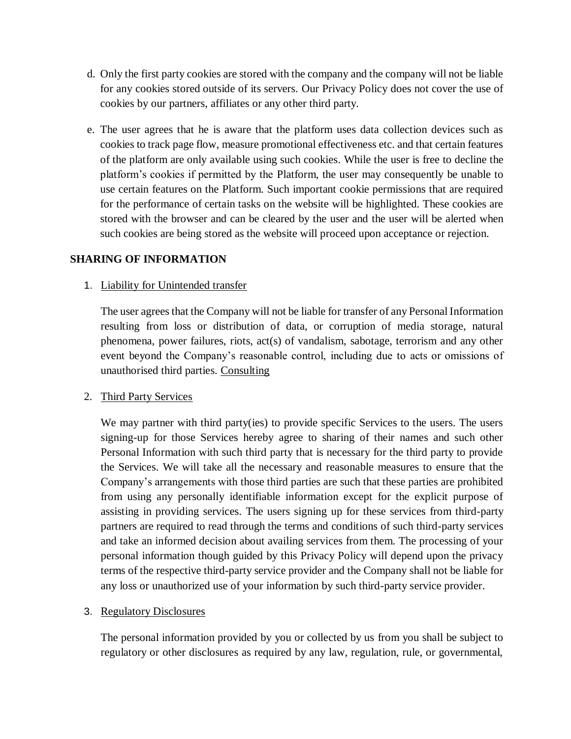d. Only the first party cookies are stored with the company and the company will not be liable for any cookies stored outside of its servers. Our Privacy Policy does not cover the use of cookies by our partners, affiliates or any other third party.

e. The user agrees that he is aware that the platform uses data collection devices such as cookies to track page flow, measure promotional effectiveness etc. and that certain features of the platform are only available using such cookies. While the user is free to decline the platform's cookies if permitted by the Platform, the user may consequently be unable to use certain features on the Platform. Such important cookie permissions that are required for the performance of certain tasks on the website will be highlighted. These cookies are stored with the browser and can be cleared by the user and the user will be alerted when such cookies are being stored as the website will proceed upon acceptance or rejection.

**SHARING OF INFORMATION**

1. Liability for Unintended transfer

   The user agrees that the Company will not be liable for transfer of any Personal Information resulting from loss or distribution of data, or corruption of media storage, natural phenomena, power failures, riots, act(s) of vandalism, sabotage, terrorism and any other event beyond the Company's reasonable control, including due to acts or omissions of unauthorised third parties. Consulting

2. Third Party Services

   We may partner with third party(ies) to provide specific Services to the users. The users signing-up for those Services hereby agree to sharing of their names and such other Personal Information with such third party that is necessary for the third party to provide the Services. We will take all the necessary and reasonable measures to ensure that the Company's arrangements with those third parties are such that these parties are prohibited from using any personally identifiable information except for the explicit purpose of assisting in providing services. The users signing up for these services from third-party partners are required to read through the terms and conditions of such third-party services and take an informed decision about availing services from them. The processing of your personal information though guided by this Privacy Policy will depend upon the privacy terms of the respective third-party service provider and the Company shall not be liable for any loss or unauthorized use of your information by such third-party service provider.

3. Regulatory Disclosures

   The personal information provided by you or collected by us from you shall be subject to regulatory or other disclosures as required by any law, regulation, rule, or governmental,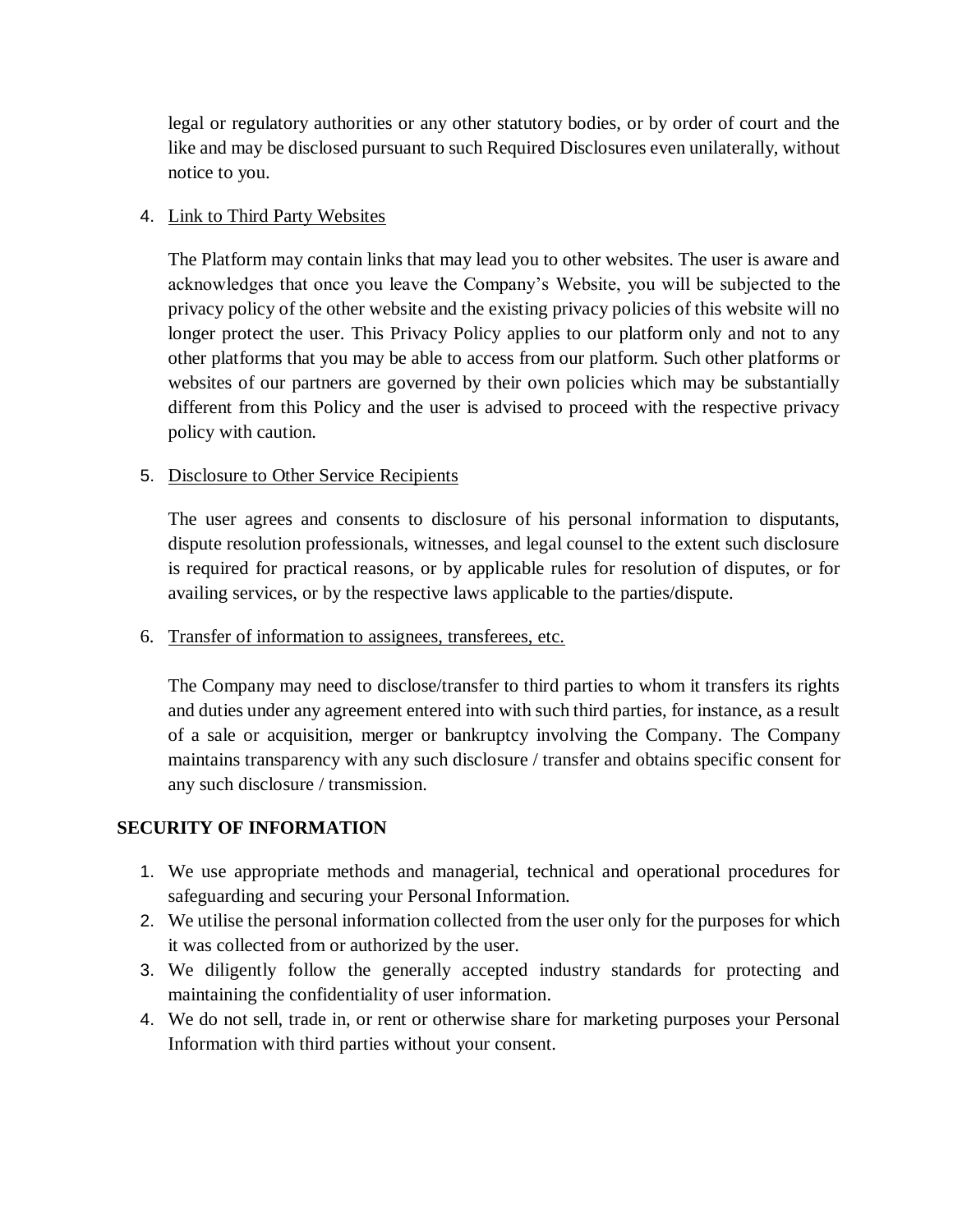legal or regulatory authorities or any other statutory bodies, or by order of court and the like and may be disclosed pursuant to such Required Disclosures even unilaterally, without notice to you.

4. Link to Third Party Websites

   The Platform may contain links that may lead you to other websites. The user is aware and acknowledges that once you leave the Company's Website, you will be subjected to the privacy policy of the other website and the existing privacy policies of this website will no longer protect the user. This Privacy Policy applies to our platform only and not to any other platforms that you may be able to access from our platform. Such other platforms or websites of our partners are governed by their own policies which may be substantially different from this Policy and the user is advised to proceed with the respective privacy policy with caution.

5. Disclosure to Other Service Recipients

   The user agrees and consents to disclosure of his personal information to disputants, dispute resolution professionals, witnesses, and legal counsel to the extent such disclosure is required for practical reasons, or by applicable rules for resolution of disputes, or for availing services, or by the respective laws applicable to the parties/dispute.

6. Transfer of information to assignees, transferees, etc.

   The Company may need to disclose/transfer to third parties to whom it transfers its rights and duties under any agreement entered into with such third parties, for instance, as a result of a sale or acquisition, merger or bankruptcy involving the Company. The Company maintains transparency with any such disclosure / transfer and obtains specific consent for any such disclosure / transmission.

**SECURITY OF INFORMATION**

1. We use appropriate methods and managerial, technical and operational procedures for safeguarding and securing your Personal Information.
2. We utilise the personal information collected from the user only for the purposes for which it was collected from or authorized by the user.
3. We diligently follow the generally accepted industry standards for protecting and maintaining the confidentiality of user information.
4. We do not sell, trade in, or rent or otherwise share for marketing purposes your Personal Information with third parties without your consent.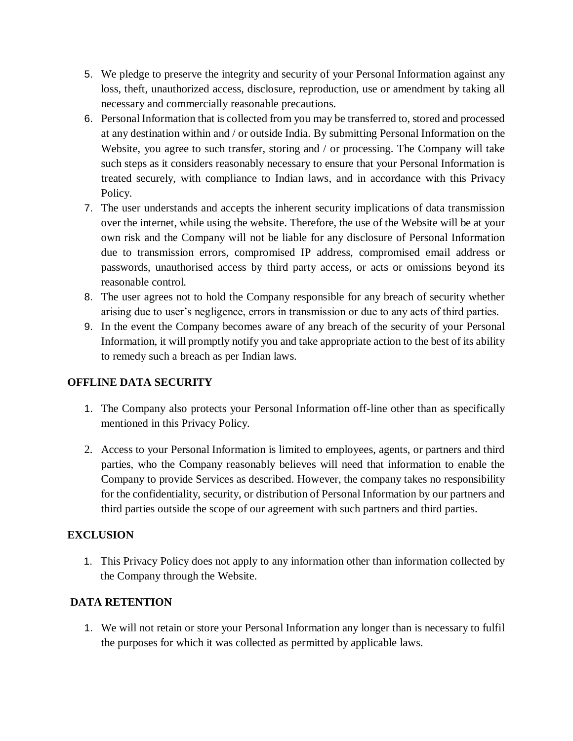5. We pledge to preserve the integrity and security of your Personal Information against any loss, theft, unauthorized access, disclosure, reproduction, use or amendment by taking all necessary and commercially reasonable precautions.
6. Personal Information that is collected from you may be transferred to, stored and processed at any destination within and / or outside India. By submitting Personal Information on the Website, you agree to such transfer, storing and / or processing. The Company will take such steps as it considers reasonably necessary to ensure that your Personal Information is treated securely, with compliance to Indian laws, and in accordance with this Privacy Policy.
7. The user understands and accepts the inherent security implications of data transmission over the internet, while using the website. Therefore, the use of the Website will be at your own risk and the Company will not be liable for any disclosure of Personal Information due to transmission errors, compromised IP address, compromised email address or passwords, unauthorised access by third party access, or acts or omissions beyond its reasonable control.
8. The user agrees not to hold the Company responsible for any breach of security whether arising due to user's negligence, errors in transmission or due to any acts of third parties.
9. In the event the Company becomes aware of any breach of the security of your Personal Information, it will promptly notify you and take appropriate action to the best of its ability to remedy such a breach as per Indian laws.

## OFFLINE DATA SECURITY

1. The Company also protects your Personal Information off-line other than as specifically mentioned in this Privacy Policy.

2. Access to your Personal Information is limited to employees, agents, or partners and third parties, who the Company reasonably believes will need that information to enable the Company to provide Services as described. However, the company takes no responsibility for the confidentiality, security, or distribution of Personal Information by our partners and third parties outside the scope of our agreement with such partners and third parties.

## EXCLUSION

1. This Privacy Policy does not apply to any information other than information collected by the Company through the Website.

## DATA RETENTION

1. We will not retain or store your Personal Information any longer than is necessary to fulfil the purposes for which it was collected as permitted by applicable laws.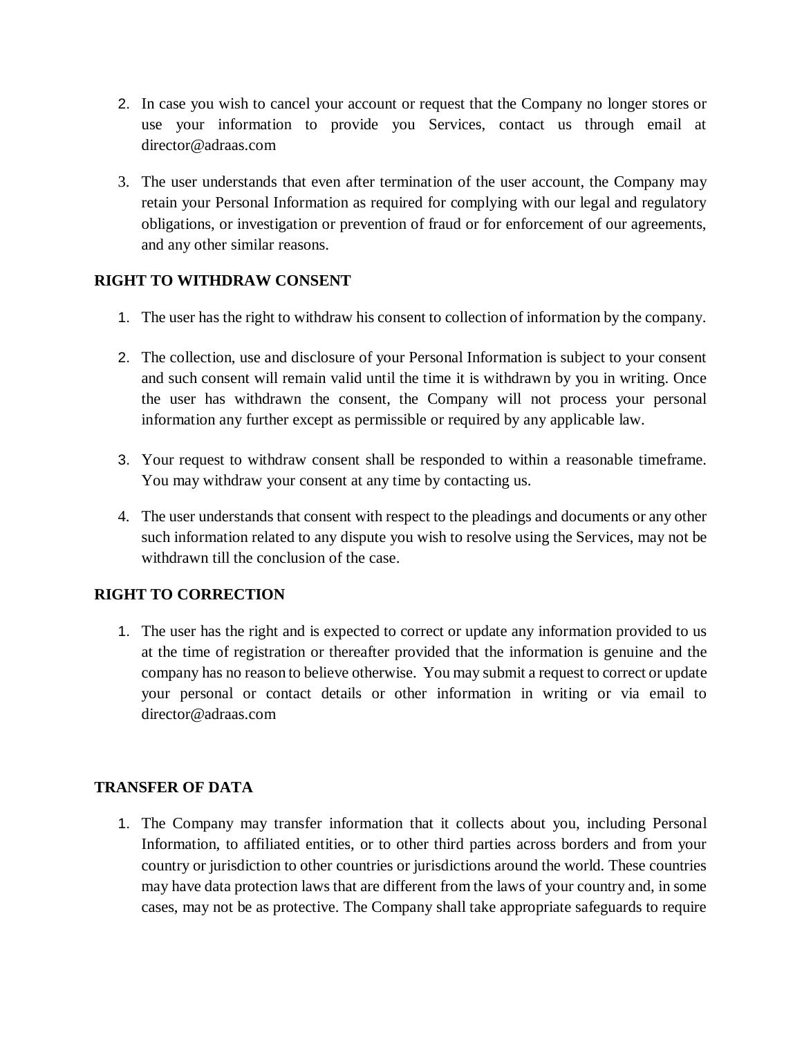2. In case you wish to cancel your account or request that the Company no longer stores or use your information to provide you Services, contact us through email at director@adraas.com

3. The user understands that even after termination of the user account, the Company may retain your Personal Information as required for complying with our legal and regulatory obligations, or investigation or prevention of fraud or for enforcement of our agreements, and any other similar reasons.

**RIGHT TO WITHDRAW CONSENT**

1. The user has the right to withdraw his consent to collection of information by the company.

2. The collection, use and disclosure of your Personal Information is subject to your consent and such consent will remain valid until the time it is withdrawn by you in writing. Once the user has withdrawn the consent, the Company will not process your personal information any further except as permissible or required by any applicable law.

3. Your request to withdraw consent shall be responded to within a reasonable timeframe. You may withdraw your consent at any time by contacting us.

4. The user understands that consent with respect to the pleadings and documents or any other such information related to any dispute you wish to resolve using the Services, may not be withdrawn till the conclusion of the case.

**RIGHT TO CORRECTION**

1. The user has the right and is expected to correct or update any information provided to us at the time of registration or thereafter provided that the information is genuine and the company has no reason to believe otherwise. You may submit a request to correct or update your personal or contact details or other information in writing or via email to director@adraas.com

**TRANSFER OF DATA**

1. The Company may transfer information that it collects about you, including Personal Information, to affiliated entities, or to other third parties across borders and from your country or jurisdiction to other countries or jurisdictions around the world. These countries may have data protection laws that are different from the laws of your country and, in some cases, may not be as protective. The Company shall take appropriate safeguards to require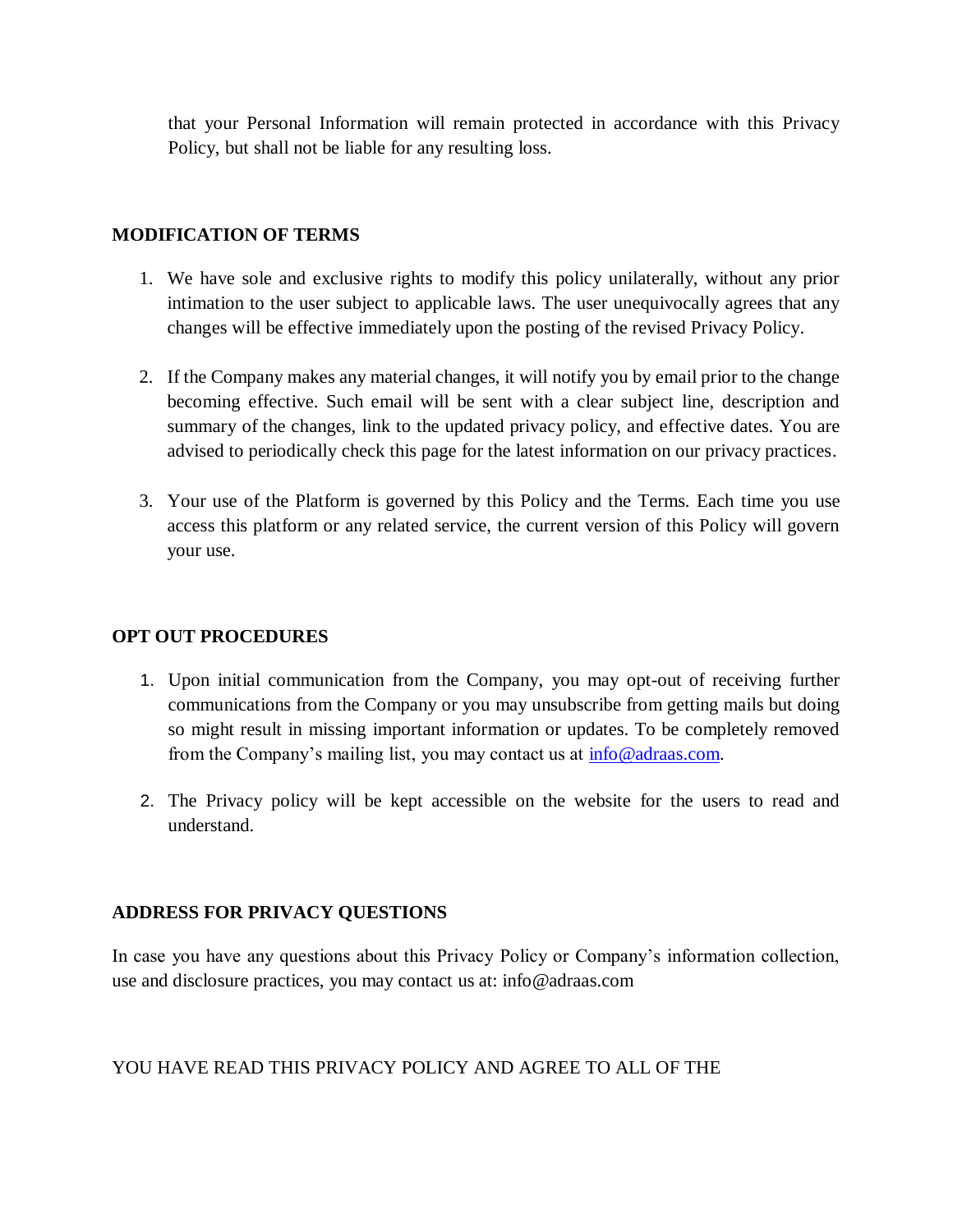that your Personal Information will remain protected in accordance with this Privacy Policy, but shall not be liable for any resulting loss.

## MODIFICATION OF TERMS

1. We have sole and exclusive rights to modify this policy unilaterally, without any prior intimation to the user subject to applicable laws. The user unequivocally agrees that any changes will be effective immediately upon the posting of the revised Privacy Policy.

2. If the Company makes any material changes, it will notify you by email prior to the change becoming effective. Such email will be sent with a clear subject line, description and summary of the changes, link to the updated privacy policy, and effective dates. You are advised to periodically check this page for the latest information on our privacy practices.

3. Your use of the Platform is governed by this Policy and the Terms. Each time you use access this platform or any related service, the current version of this Policy will govern your use.

## OPT OUT PROCEDURES

1. Upon initial communication from the Company, you may opt-out of receiving further communications from the Company or you may unsubscribe from getting mails but doing so might result in missing important information or updates. To be completely removed from the Company's mailing list, you may contact us at [info@adraas.com](mailto:info@adraas.com).

2. The Privacy policy will be kept accessible on the website for the users to read and understand.

## ADDRESS FOR PRIVACY QUESTIONS

In case you have any questions about this Privacy Policy or Company's information collection, use and disclosure practices, you may contact us at: info@adraas.com

YOU HAVE READ THIS PRIVACY POLICY AND AGREE TO ALL OF THE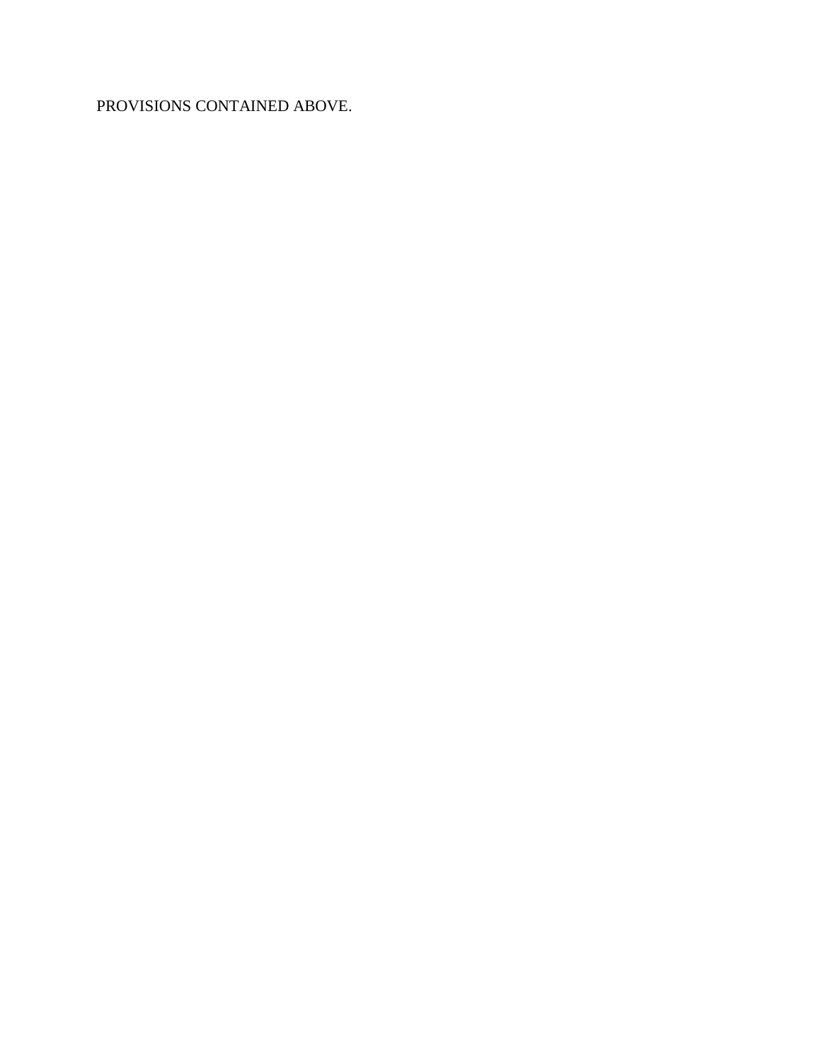PROVISIONS CONTAINED ABOVE.